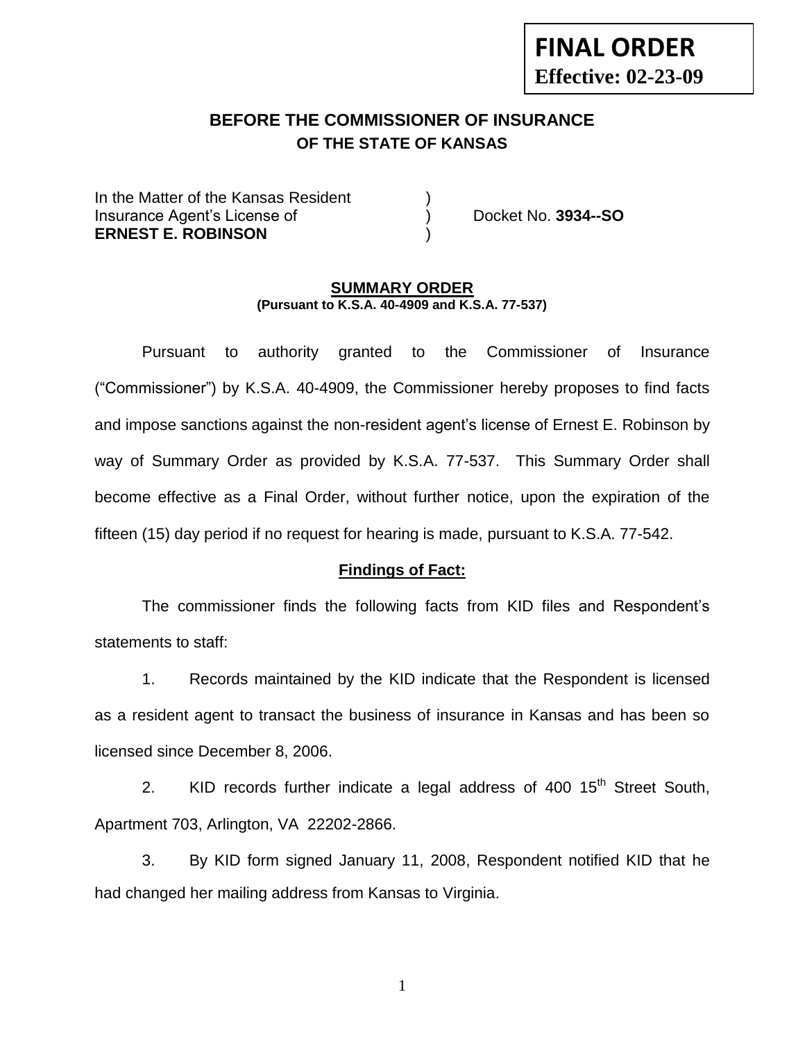**FINAL ORDER**
**Effective: 02-23-09**

## BEFORE THE COMMISSIONER OF INSURANCE
### OF THE STATE OF KANSAS

In the Matter of the Kansas Resident )
Insurance Agent's License of ) Docket No. **3934--SO**
**ERNEST E. ROBINSON** )

### SUMMARY ORDER
**(Pursuant to K.S.A. 40-4909 and K.S.A. 77-537)**

Pursuant to authority granted to the Commissioner of Insurance ("Commissioner") by K.S.A. 40-4909, the Commissioner hereby proposes to find facts and impose sanctions against the non-resident agent's license of Ernest E. Robinson by way of Summary Order as provided by K.S.A. 77-537. This Summary Order shall become effective as a Final Order, without further notice, upon the expiration of the fifteen (15) day period if no request for hearing is made, pursuant to K.S.A. 77-542.

**Findings of Fact:**

The commissioner finds the following facts from KID files and Respondent's statements to staff:

1. Records maintained by the KID indicate that the Respondent is licensed as a resident agent to transact the business of insurance in Kansas and has been so licensed since December 8, 2006.

2. KID records further indicate a legal address of 400 15th Street South, Apartment 703, Arlington, VA 22202-2866.

3. By KID form signed January 11, 2008, Respondent notified KID that he had changed her mailing address from Kansas to Virginia.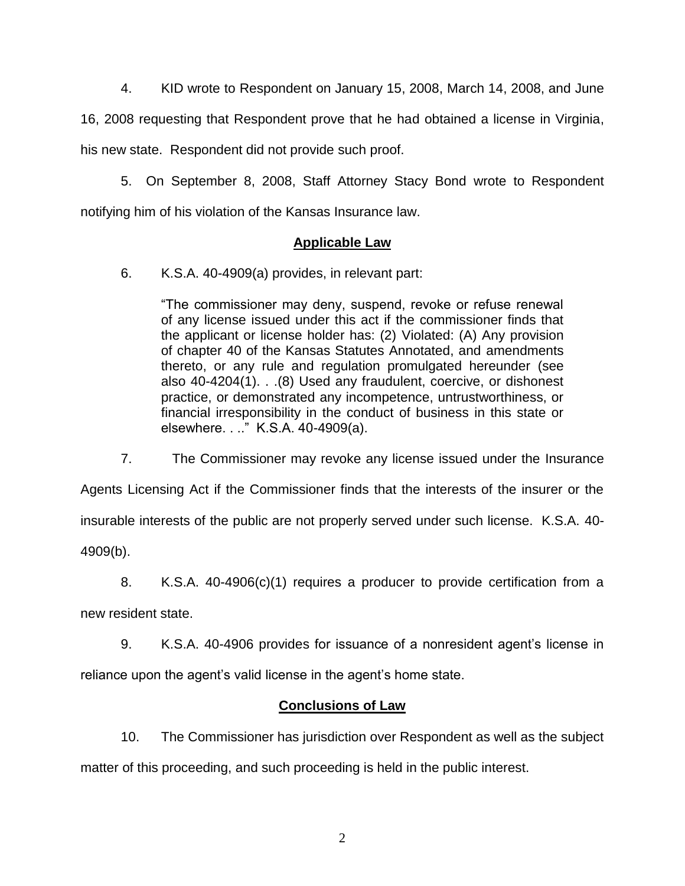4. KID wrote to Respondent on January 15, 2008, March 14, 2008, and June 16, 2008 requesting that Respondent prove that he had obtained a license in Virginia, his new state. Respondent did not provide such proof.

5. On September 8, 2008, Staff Attorney Stacy Bond wrote to Respondent notifying him of his violation of the Kansas Insurance law.

## Applicable Law

6. K.S.A. 40-4909(a) provides, in relevant part:

> "The commissioner may deny, suspend, revoke or refuse renewal of any license issued under this act if the commissioner finds that the applicant or license holder has: (2) Violated: (A) Any provision of chapter 40 of the Kansas Statutes Annotated, and amendments thereto, or any rule and regulation promulgated hereunder (see also 40-4204(1). . .(8) Used any fraudulent, coercive, or dishonest practice, or demonstrated any incompetence, untrustworthiness, or financial irresponsibility in the conduct of business in this state or elsewhere. . .." K.S.A. 40-4909(a).

7. The Commissioner may revoke any license issued under the Insurance Agents Licensing Act if the Commissioner finds that the interests of the insurer or the insurable interests of the public are not properly served under such license. K.S.A. 40-4909(b).

8. K.S.A. 40-4906(c)(1) requires a producer to provide certification from a new resident state.

9. K.S.A. 40-4906 provides for issuance of a nonresident agent's license in reliance upon the agent's valid license in the agent's home state.

## Conclusions of Law

10. The Commissioner has jurisdiction over Respondent as well as the subject matter of this proceeding, and such proceeding is held in the public interest.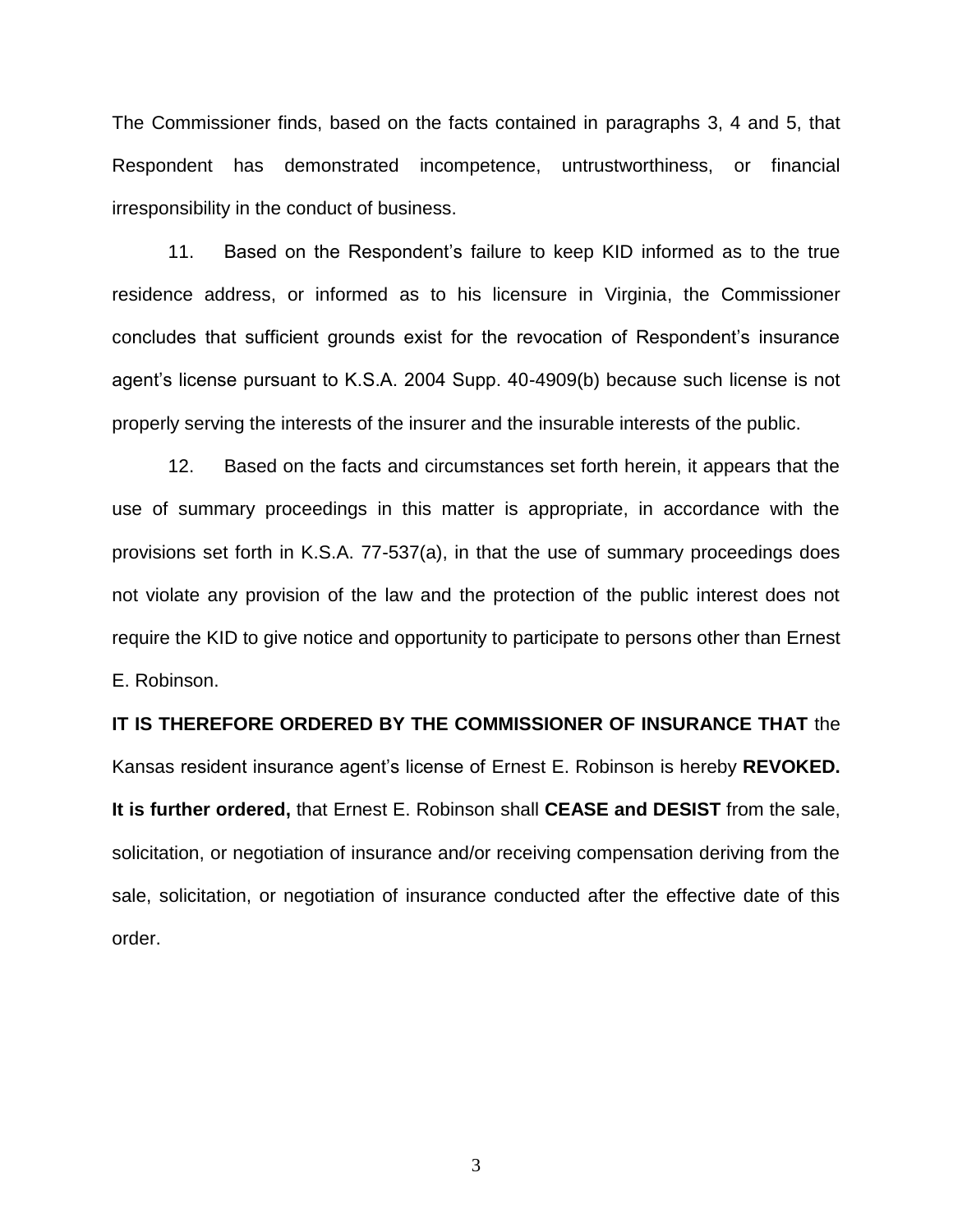The Commissioner finds, based on the facts contained in paragraphs 3, 4 and 5, that Respondent has demonstrated incompetence, untrustworthiness, or financial irresponsibility in the conduct of business.

11. Based on the Respondent's failure to keep KID informed as to the true residence address, or informed as to his licensure in Virginia, the Commissioner concludes that sufficient grounds exist for the revocation of Respondent's insurance agent's license pursuant to K.S.A. 2004 Supp. 40-4909(b) because such license is not properly serving the interests of the insurer and the insurable interests of the public.

12. Based on the facts and circumstances set forth herein, it appears that the use of summary proceedings in this matter is appropriate, in accordance with the provisions set forth in K.S.A. 77-537(a), in that the use of summary proceedings does not violate any provision of the law and the protection of the public interest does not require the KID to give notice and opportunity to participate to persons other than Ernest E. Robinson.

**IT IS THEREFORE ORDERED BY THE COMMISSIONER OF INSURANCE THAT** the Kansas resident insurance agent's license of Ernest E. Robinson is hereby **REVOKED.** **It is further ordered,** that Ernest E. Robinson shall **CEASE and DESIST** from the sale, solicitation, or negotiation of insurance and/or receiving compensation deriving from the sale, solicitation, or negotiation of insurance conducted after the effective date of this order.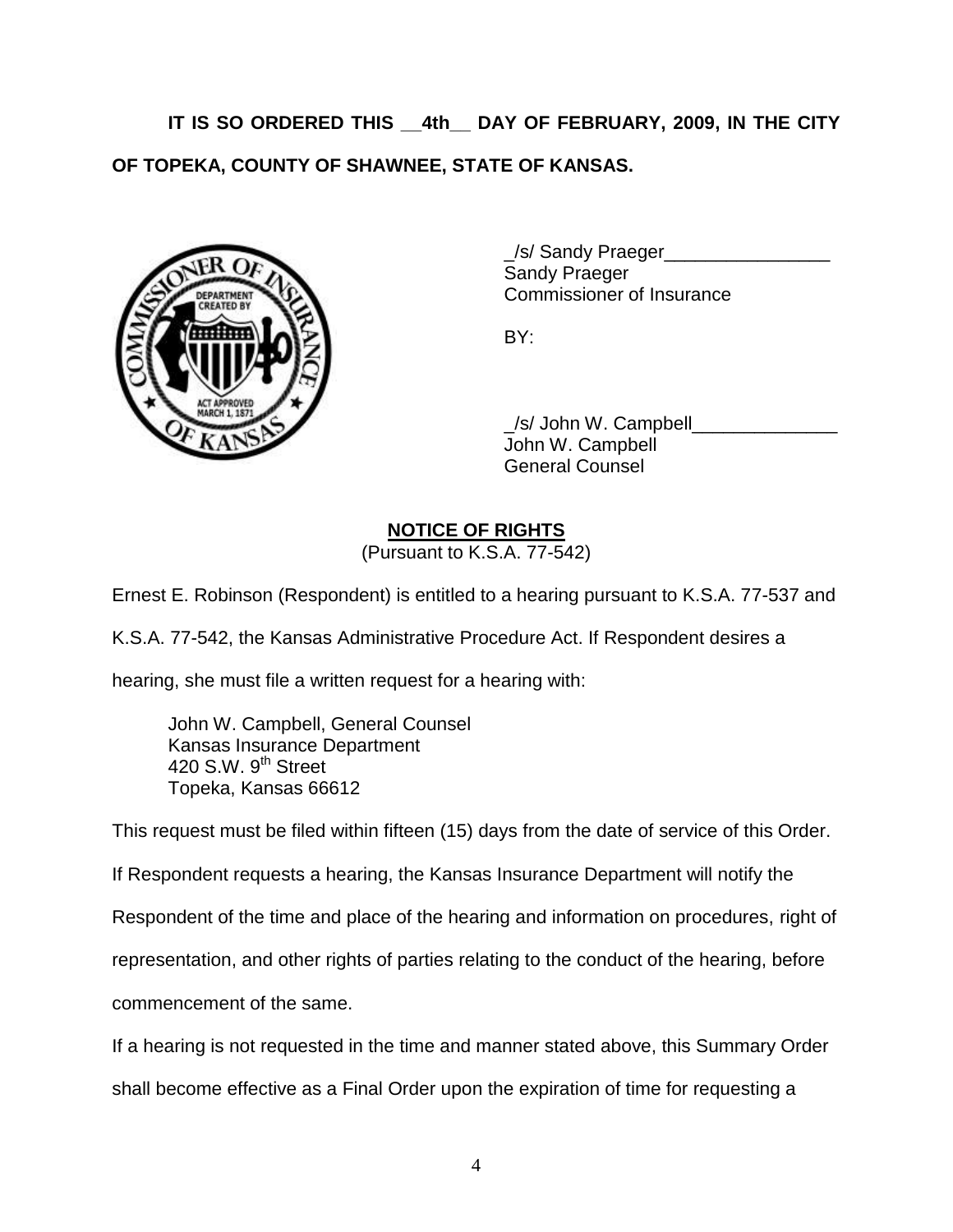**IT IS SO ORDERED THIS __4th__ DAY OF FEBRUARY, 2009, IN THE CITY OF TOPEKA, COUNTY OF SHAWNEE, STATE OF KANSAS.**

_/s/ Sandy Praeger________________
Sandy Praeger
Commissioner of Insurance

BY:

_/s/ John W. Campbell______________
John W. Campbell
General Counsel

**NOTICE OF RIGHTS**
(Pursuant to K.S.A. 77-542)

Ernest E. Robinson (Respondent) is entitled to a hearing pursuant to K.S.A. 77-537 and K.S.A. 77-542, the Kansas Administrative Procedure Act. If Respondent desires a hearing, she must file a written request for a hearing with:

John W. Campbell, General Counsel
Kansas Insurance Department
420 S.W. 9th Street
Topeka, Kansas 66612

This request must be filed within fifteen (15) days from the date of service of this Order. If Respondent requests a hearing, the Kansas Insurance Department will notify the Respondent of the time and place of the hearing and information on procedures, right of representation, and other rights of parties relating to the conduct of the hearing, before commencement of the same.

If a hearing is not requested in the time and manner stated above, this Summary Order shall become effective as a Final Order upon the expiration of time for requesting a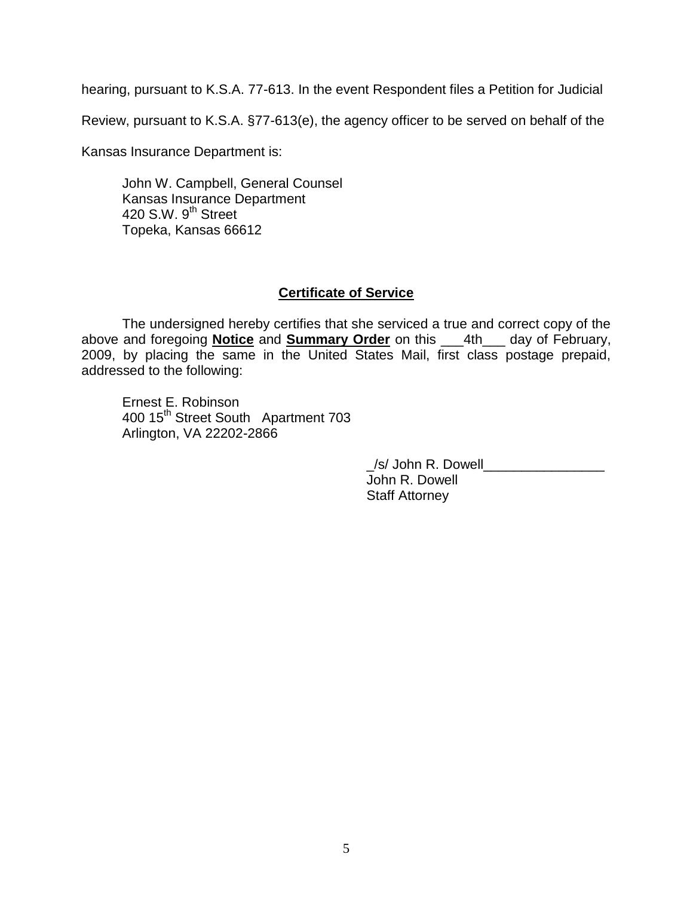hearing, pursuant to K.S.A. 77-613. In the event Respondent files a Petition for Judicial Review, pursuant to K.S.A. §77-613(e), the agency officer to be served on behalf of the Kansas Insurance Department is:

John W. Campbell, General Counsel
Kansas Insurance Department
420 S.W. 9th Street
Topeka, Kansas 66612

## Certificate of Service

The undersigned hereby certifies that she serviced a true and correct copy of the above and foregoing **Notice** and **Summary Order** on this ___4th___ day of February, 2009, by placing the same in the United States Mail, first class postage prepaid, addressed to the following:

Ernest E. Robinson
400 15th Street South Apartment 703
Arlington, VA 22202-2866

_/s/ John R. Dowell________________
John R. Dowell
Staff Attorney